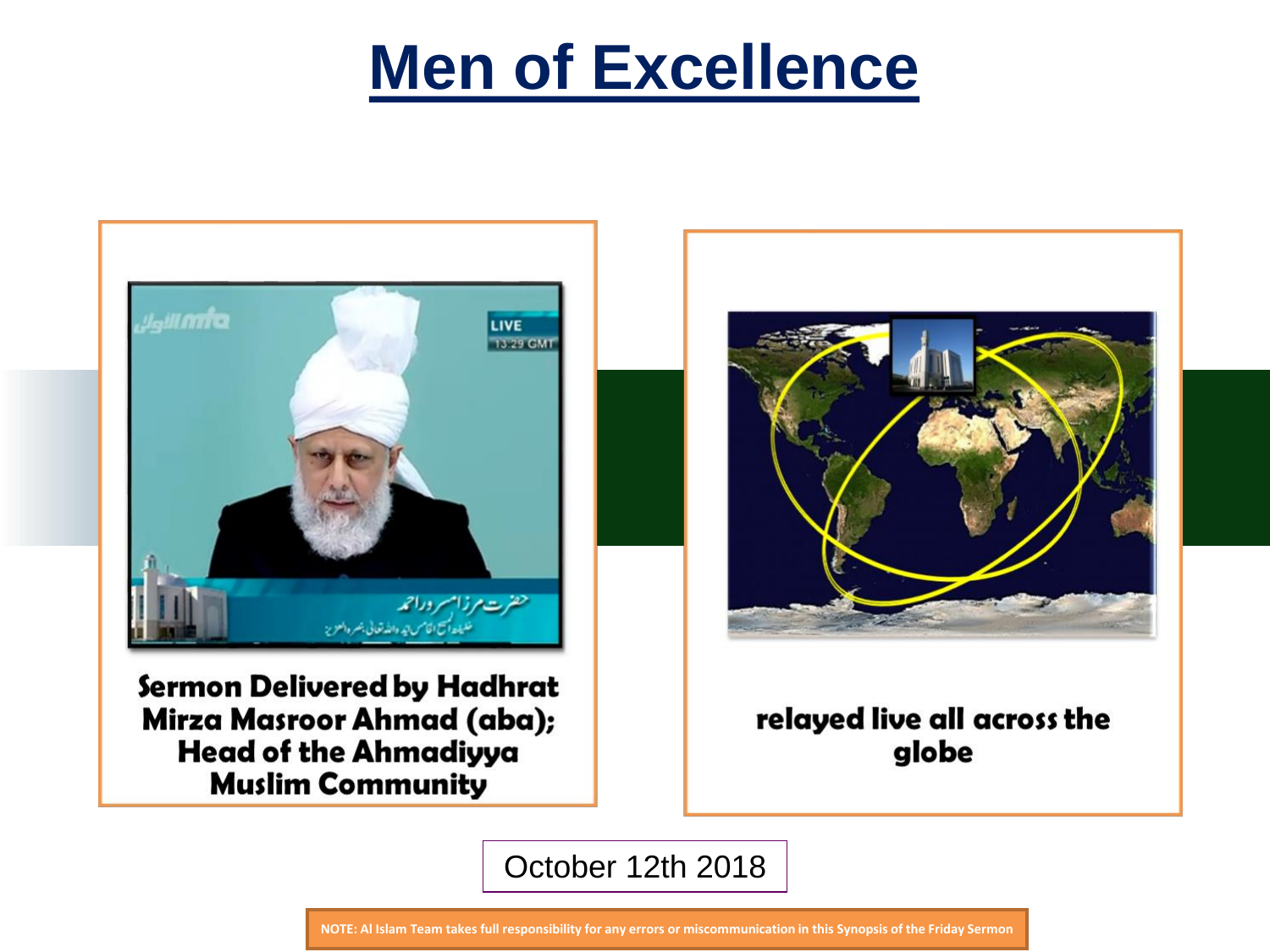# Men of Excellence

**Sermon Delivered by Hadhrat Mirza Masroor Ahmad (aba); Head of the Ahmadiyya Muslim Community**

**relayed live all across the globe**

October 12th 2018

**NOTE: Al Islam Team takes full responsibility for any errors or miscommunication in this Synopsis of the Friday Sermon**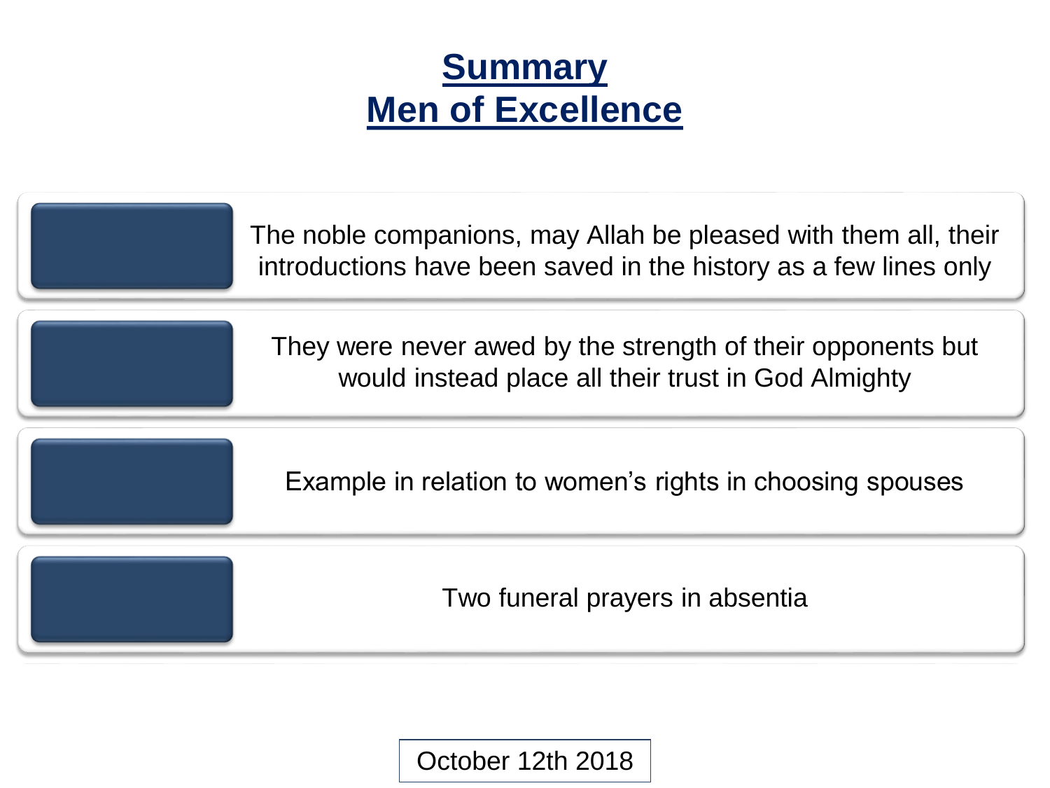# Summary
# Men of Excellence

- The noble companions, may Allah be pleased with them all, their introductions have been saved in the history as a few lines only
- They were never awed by the strength of their opponents but would instead place all their trust in God Almighty
- Example in relation to women's rights in choosing spouses
- Two funeral prayers in absentia

October 12th 2018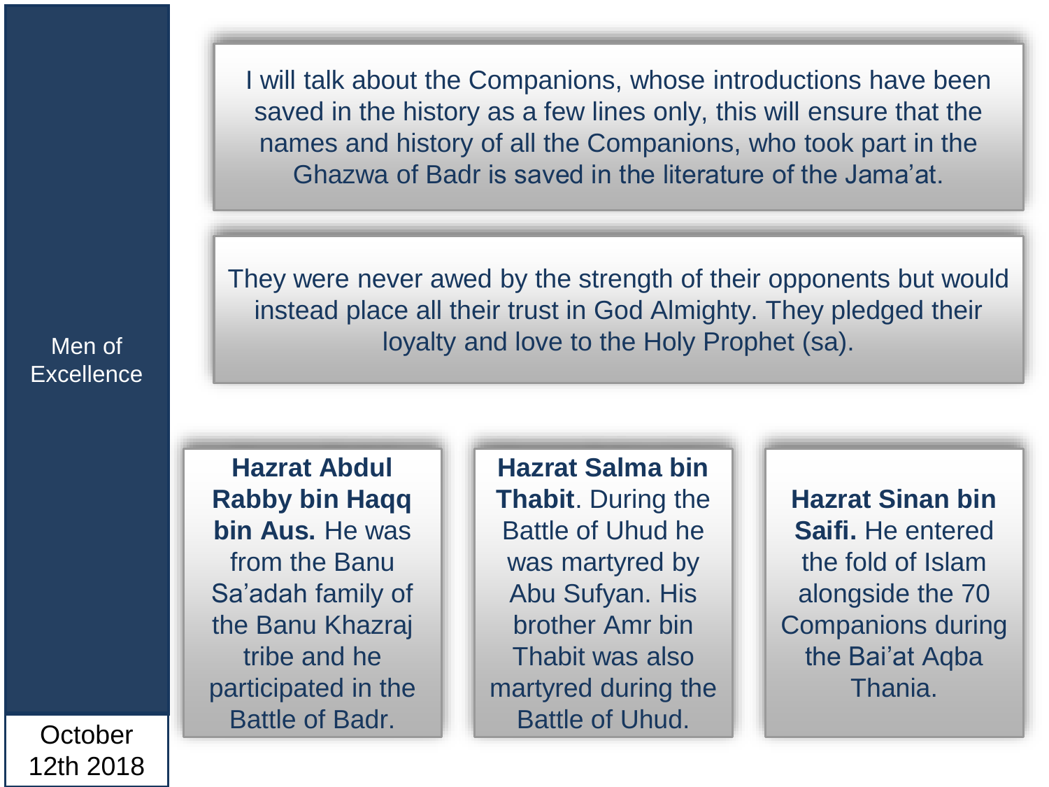Men of Excellence

October 12th 2018

I will talk about the Companions, whose introductions have been saved in the history as a few lines only, this will ensure that the names and history of all the Companions, who took part in the Ghazwa of Badr is saved in the literature of the Jama'at.

They were never awed by the strength of their opponents but would instead place all their trust in God Almighty. They pledged their loyalty and love to the Holy Prophet (sa).

**Hazrat Abdul Rabby bin Haqq bin Aus.** He was from the Banu Sa'adah family of the Banu Khazraj tribe and he participated in the Battle of Badr.

**Hazrat Salma bin Thabit**. During the Battle of Uhud he was martyred by Abu Sufyan. His brother Amr bin Thabit was also martyred during the Battle of Uhud.

**Hazrat Sinan bin Saifi.** He entered the fold of Islam alongside the 70 Companions during the Bai'at Aqba Thania.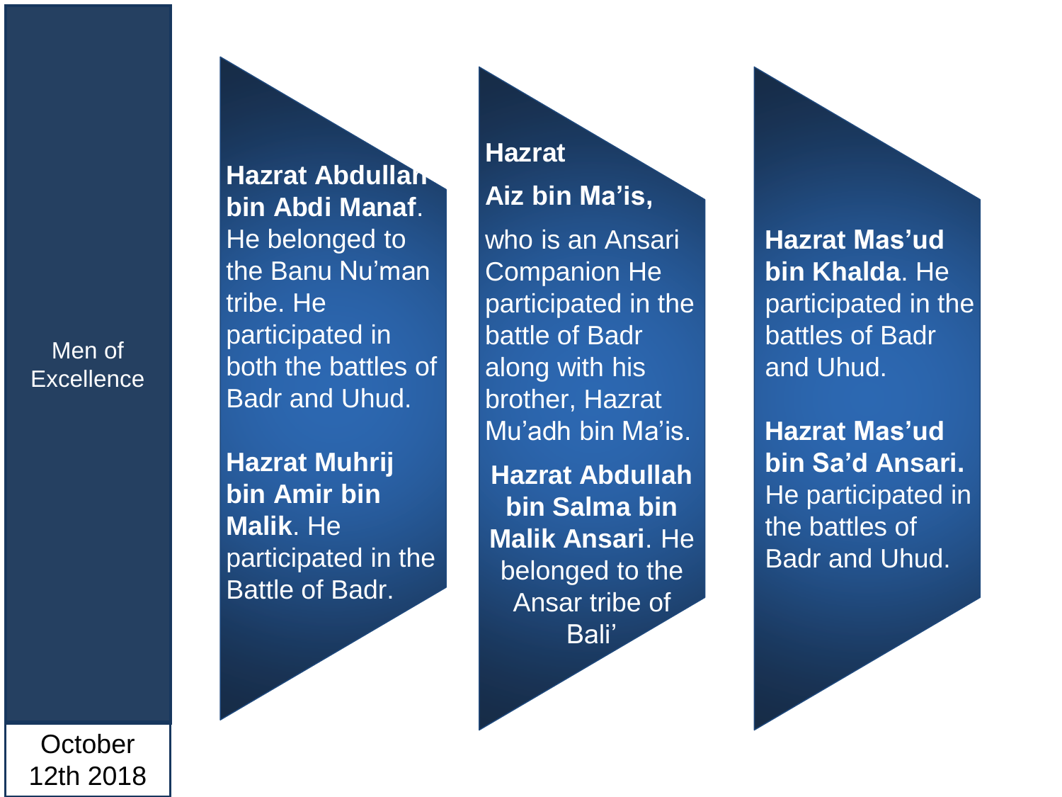Men of Excellence

October 12th 2018

**Hazrat Abdullah bin Abdi Manaf**. He belonged to the Banu Nu'man tribe. He participated in both the battles of Badr and Uhud.

**Hazrat Muhrij bin Amir bin Malik**. He participated in the Battle of Badr.

**Hazrat**

**Aiz bin Ma'is,**

who is an Ansari Companion He participated in the battle of Badr along with his brother, Hazrat Mu'adh bin Ma'is.

**Hazrat Abdullah bin Salma bin Malik Ansari**. He belonged to the Ansar tribe of Bali'

**Hazrat Mas'ud bin Khalda**. He participated in the battles of Badr and Uhud.

**Hazrat Mas'ud bin Sa'd Ansari.** He participated in the battles of Badr and Uhud.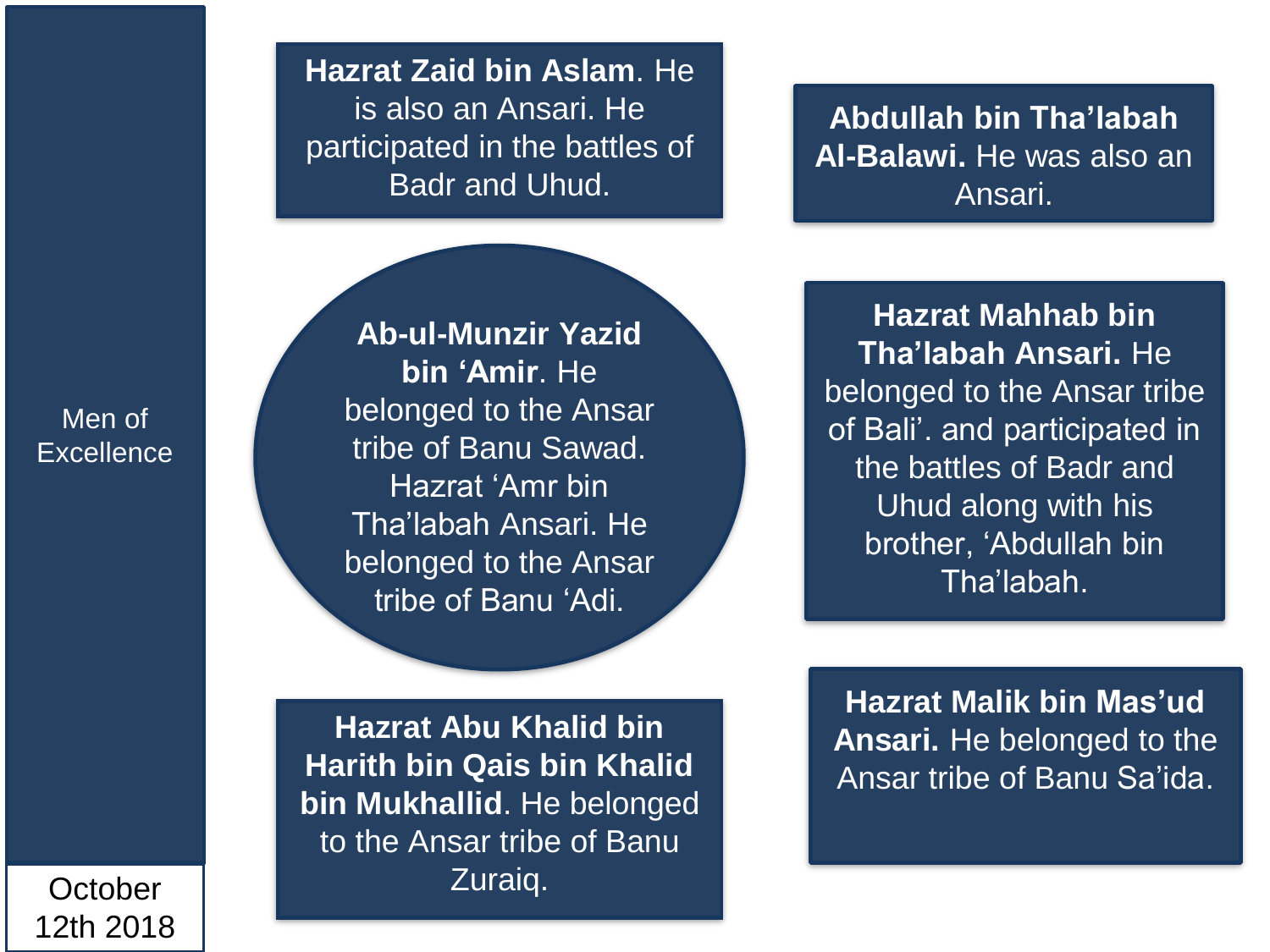Men of Excellence

October 12th 2018

**Hazrat Zaid bin Aslam**. He is also an Ansari. He participated in the battles of Badr and Uhud.

**Abdullah bin Tha'labah Al-Balawi.** He was also an Ansari.

**Ab-ul-Munzir Yazid bin 'Amir**. He belonged to the Ansar tribe of Banu Sawad. Hazrat 'Amr bin Tha'labah Ansari. He belonged to the Ansar tribe of Banu 'Adi.

**Hazrat Mahhab bin Tha'labah Ansari.** He belonged to the Ansar tribe of Bali'. and participated in the battles of Badr and Uhud along with his brother, 'Abdullah bin Tha'labah.

**Hazrat Abu Khalid bin Harith bin Qais bin Khalid bin Mukhallid**. He belonged to the Ansar tribe of Banu Zuraiq.

**Hazrat Malik bin Mas'ud Ansari.** He belonged to the Ansar tribe of Banu Sa'ida.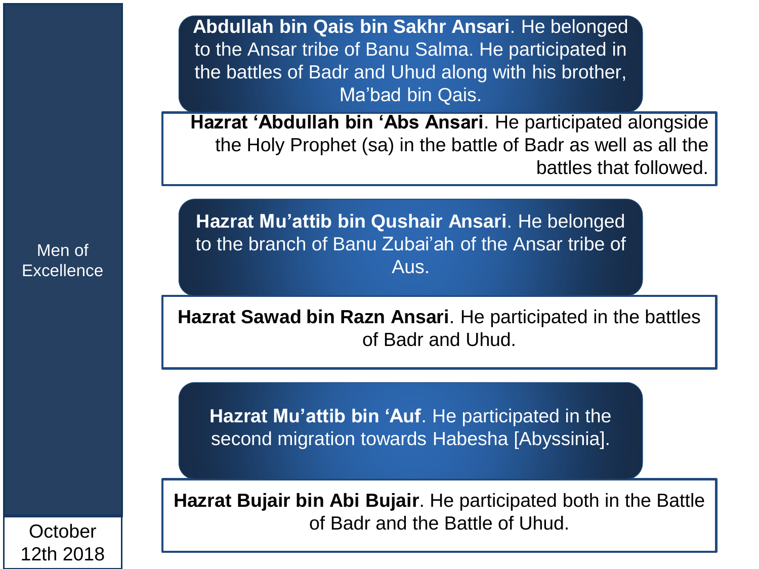Men of Excellence

October 12th 2018

**Abdullah bin Qais bin Sakhr Ansari**. He belonged to the Ansar tribe of Banu Salma. He participated in the battles of Badr and Uhud along with his brother, Ma'bad bin Qais.

**Hazrat 'Abdullah bin 'Abs Ansari**. He participated alongside the Holy Prophet (sa) in the battle of Badr as well as all the battles that followed.

**Hazrat Mu'attib bin Qushair Ansari**. He belonged to the branch of Banu Zubai'ah of the Ansar tribe of Aus.

**Hazrat Sawad bin Razn Ansari**. He participated in the battles of Badr and Uhud.

**Hazrat Mu'attib bin 'Auf**. He participated in the second migration towards Habesha [Abyssinia].

**Hazrat Bujair bin Abi Bujair**. He participated both in the Battle of Badr and the Battle of Uhud.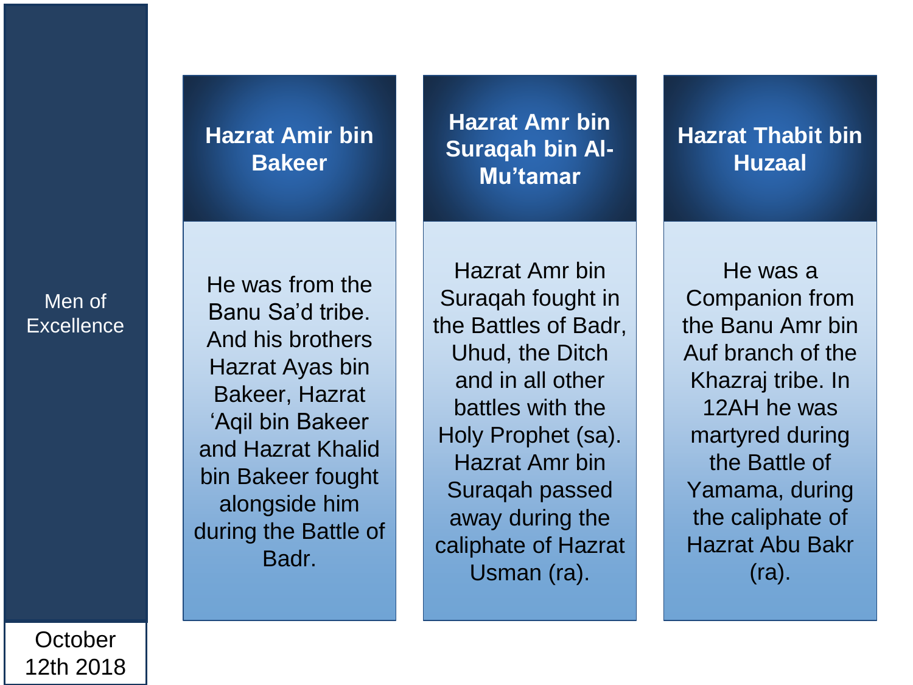Men of Excellence

October 12th 2018

## Hazrat Amir bin Bakeer

He was from the Banu Sa'd tribe. And his brothers Hazrat Ayas bin Bakeer, Hazrat 'Aqil bin Bakeer and Hazrat Khalid bin Bakeer fought alongside him during the Battle of Badr.

## Hazrat Amr bin Suraqah bin Al-Mu'tamar

Hazrat Amr bin Suraqah fought in the Battles of Badr, Uhud, the Ditch and in all other battles with the Holy Prophet (sa). Hazrat Amr bin Suraqah passed away during the caliphate of Hazrat Usman (ra).

## Hazrat Thabit bin Huzaal

He was a Companion from the Banu Amr bin Auf branch of the Khazraj tribe. In 12AH he was martyred during the Battle of Yamama, during the caliphate of Hazrat Abu Bakr (ra).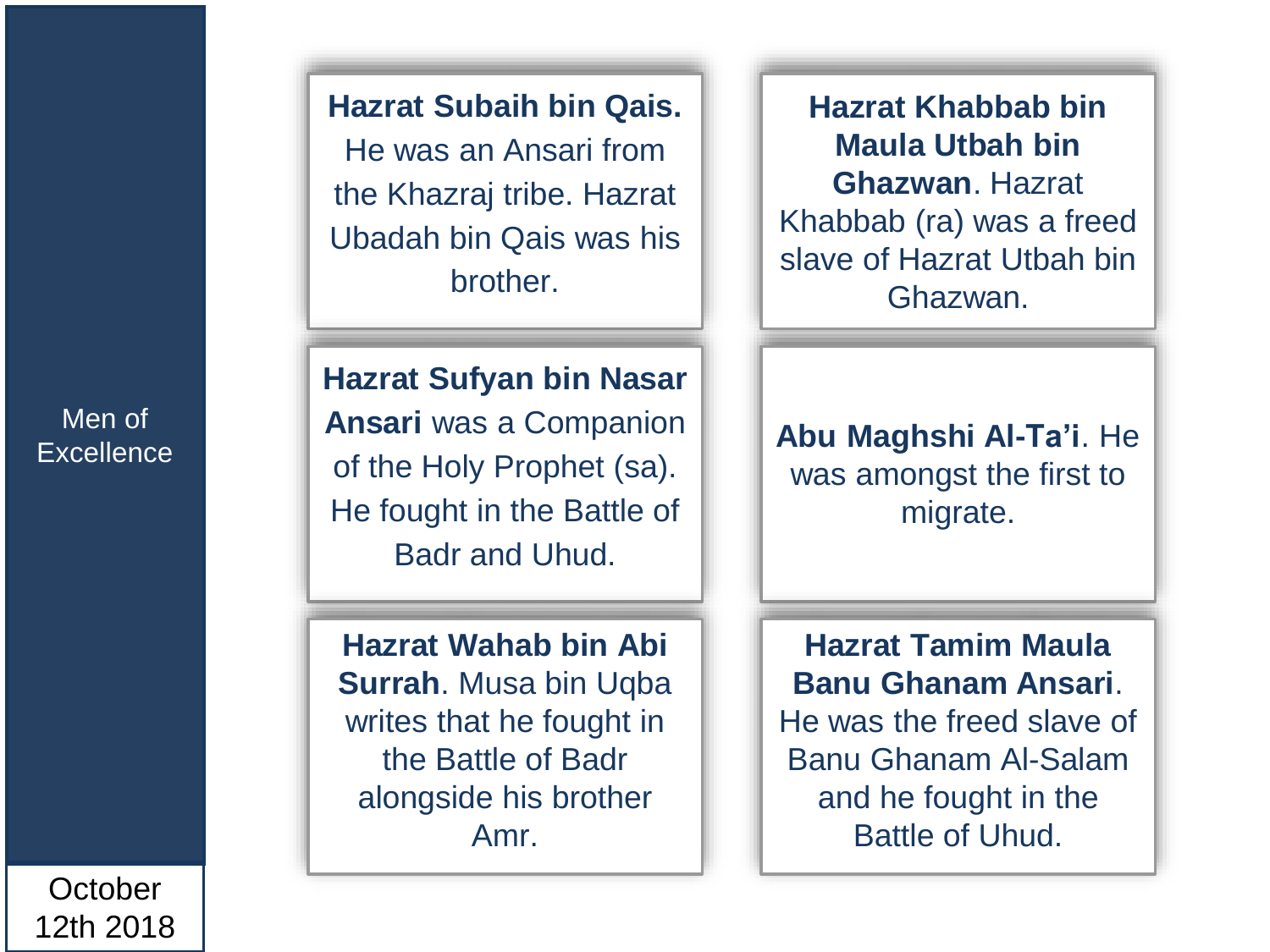Men of Excellence

October 12th 2018

**Hazrat Subaih bin Qais.** He was an Ansari from the Khazraj tribe. Hazrat Ubadah bin Qais was his brother.

**Hazrat Khabbab bin Maula Utbah bin Ghazwan**. Hazrat Khabbab (ra) was a freed slave of Hazrat Utbah bin Ghazwan.

**Hazrat Sufyan bin Nasar Ansari** was a Companion of the Holy Prophet (sa). He fought in the Battle of Badr and Uhud.

**Abu Maghshi Al-Ta'i**. He was amongst the first to migrate.

**Hazrat Wahab bin Abi Surrah**. Musa bin Uqba writes that he fought in the Battle of Badr alongside his brother Amr.

**Hazrat Tamim Maula Banu Ghanam Ansari**. He was the freed slave of Banu Ghanam Al-Salam and he fought in the Battle of Uhud.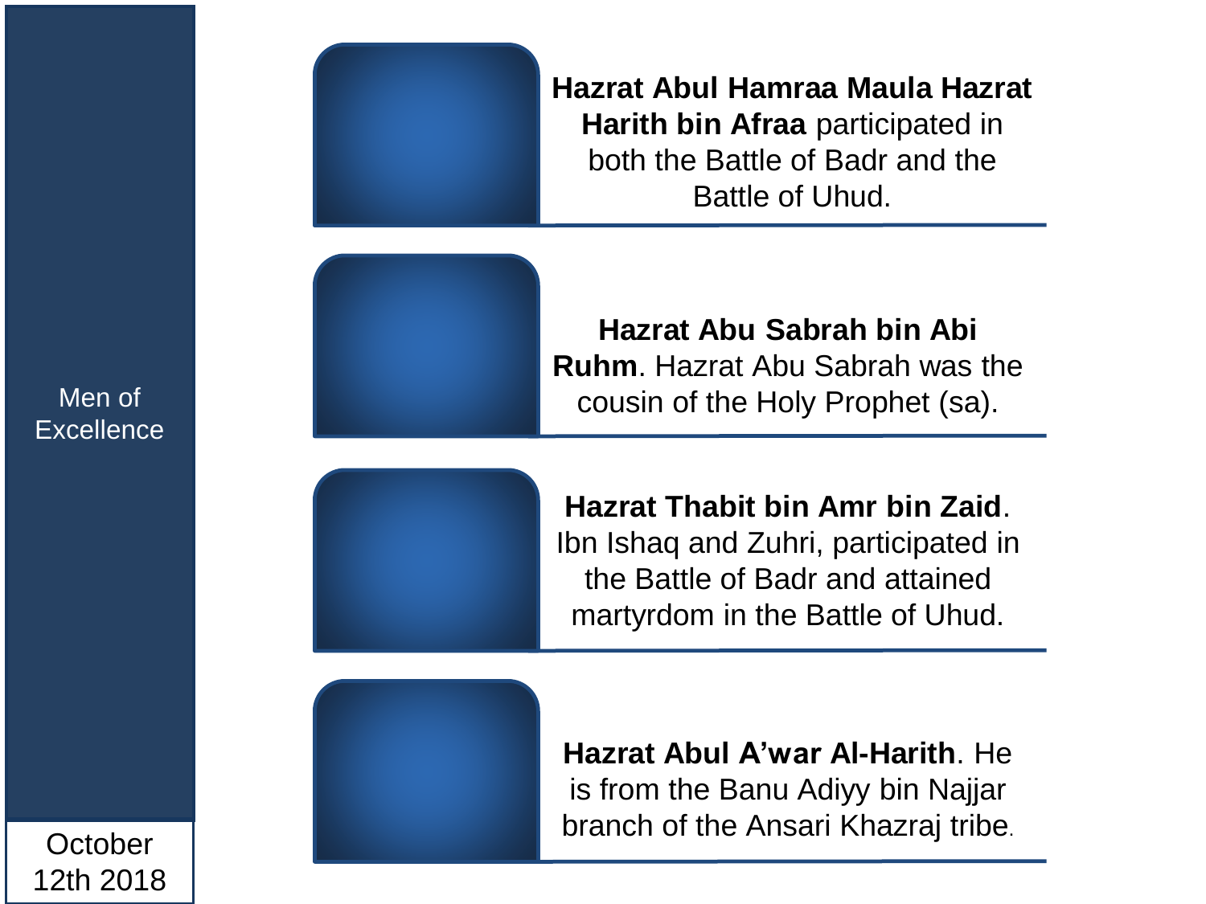Men of Excellence

October 12th 2018

**Hazrat Abul Hamraa Maula Hazrat Harith bin Afraa** participated in both the Battle of Badr and the Battle of Uhud.

**Hazrat Abu Sabrah bin Abi Ruhm**. Hazrat Abu Sabrah was the cousin of the Holy Prophet (sa).

**Hazrat Thabit bin Amr bin Zaid**. Ibn Ishaq and Zuhri, participated in the Battle of Badr and attained martyrdom in the Battle of Uhud.

**Hazrat Abul A'war Al-Harith**. He is from the Banu Adiyy bin Najjar branch of the Ansari Khazraj tribe.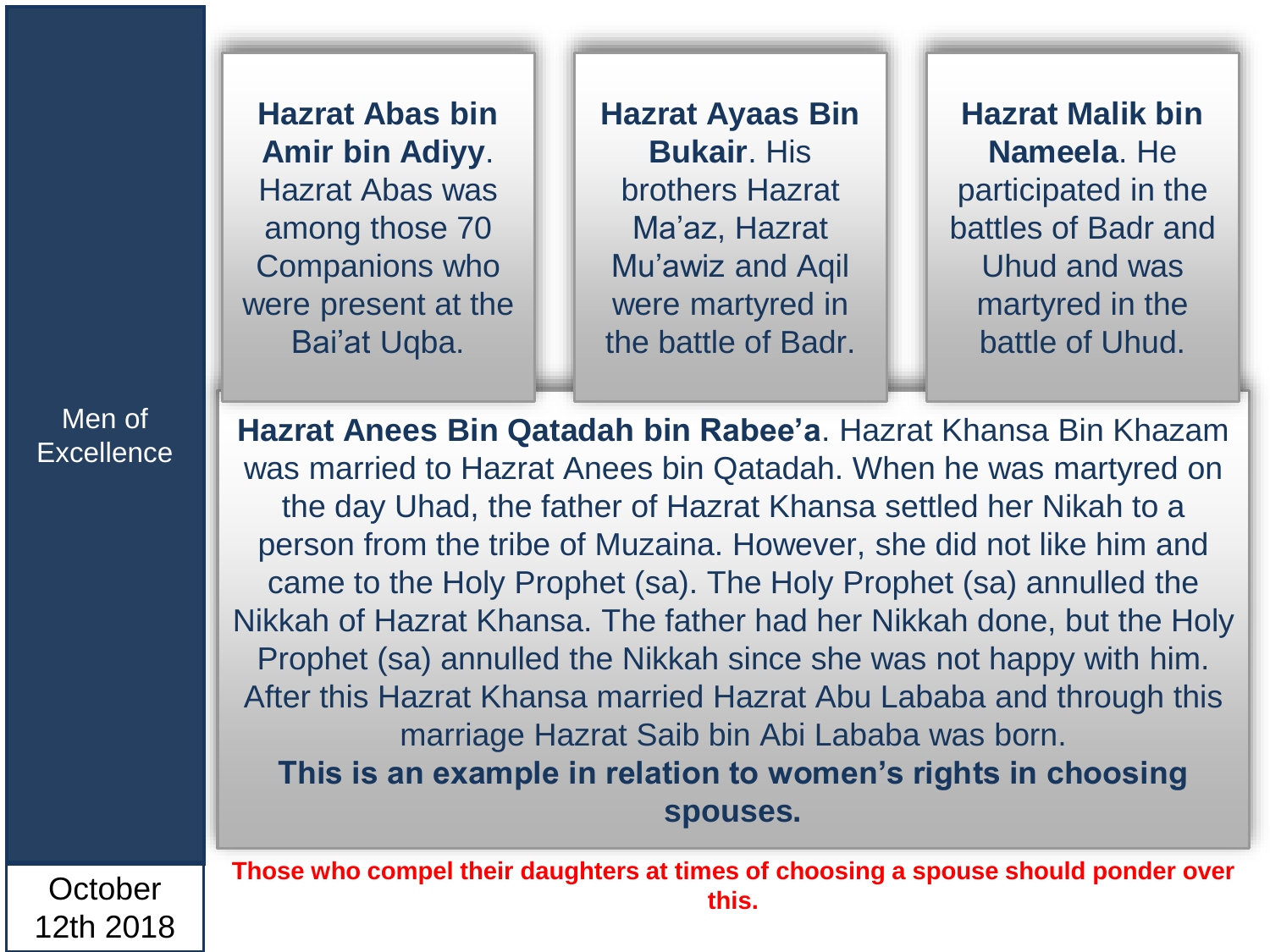## Men of Excellence

**Hazrat Abas bin Amir bin Adiyy**. Hazrat Abas was among those 70 Companions who were present at the Bai'at Uqba.

**Hazrat Ayaas Bin Bukair**. His brothers Hazrat Ma'az, Hazrat Mu'awiz and Aqil were martyred in the battle of Badr.

**Hazrat Malik bin Nameela**. He participated in the battles of Badr and Uhud and was martyred in the battle of Uhud.

**Hazrat Anees Bin Qatadah bin Rabee'a**. Hazrat Khansa Bin Khazam was married to Hazrat Anees bin Qatadah. When he was martyred on the day Uhad, the father of Hazrat Khansa settled her Nikah to a person from the tribe of Muzaina. However, she did not like him and came to the Holy Prophet (sa). The Holy Prophet (sa) annulled the Nikkah of Hazrat Khansa. The father had her Nikkah done, but the Holy Prophet (sa) annulled the Nikkah since she was not happy with him. After this Hazrat Khansa married Hazrat Abu Lababa and through this marriage Hazrat Saib bin Abi Lababa was born.

**This is an example in relation to women's rights in choosing spouses.**

**Those who compel their daughters at times of choosing a spouse should ponder over this.**

October 12th 2018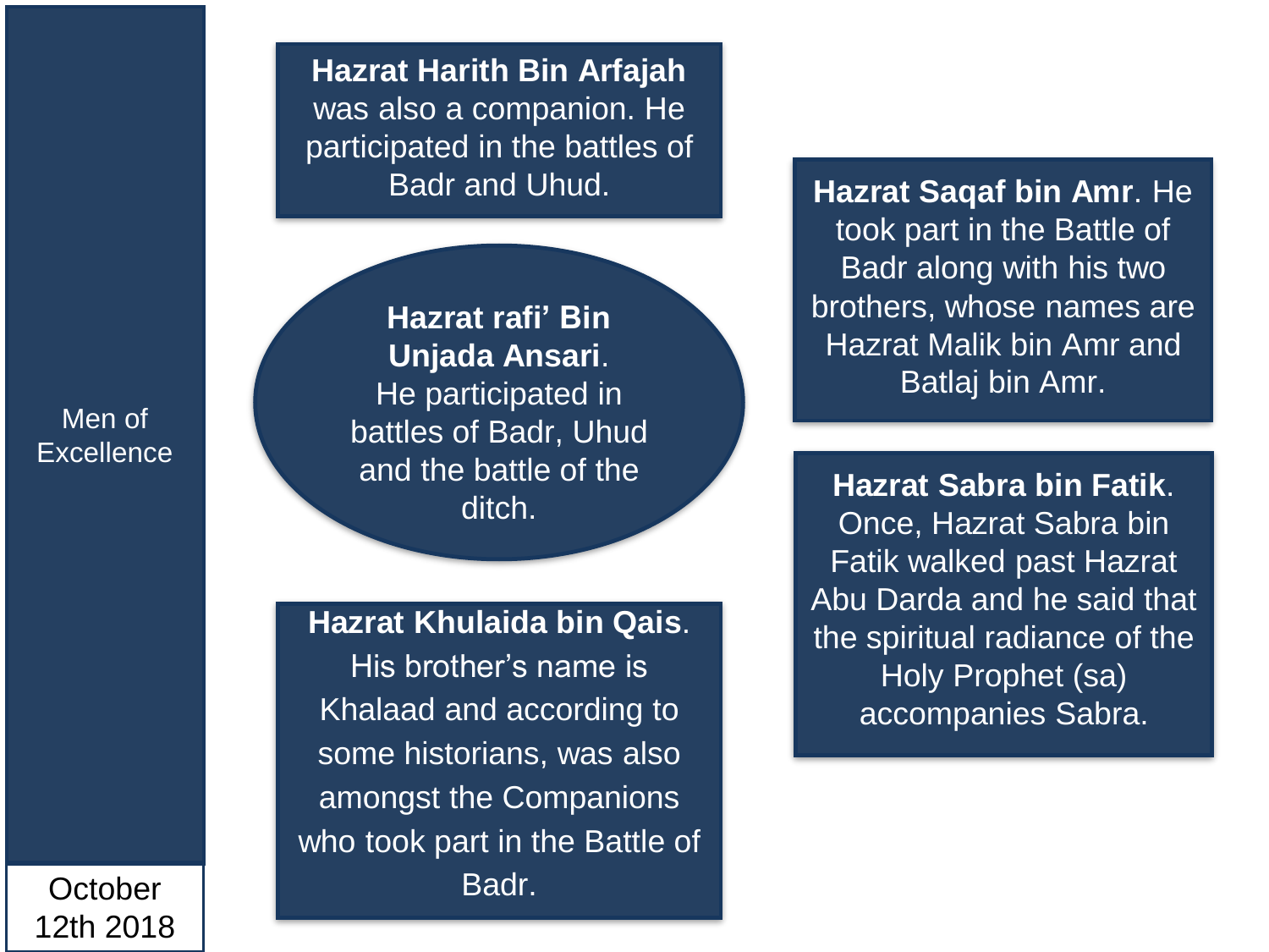Men of Excellence

October 12th 2018

**Hazrat Harith Bin Arfajah** was also a companion. He participated in the battles of Badr and Uhud.

**Hazrat rafi' Bin Unjada Ansari**. He participated in battles of Badr, Uhud and the battle of the ditch.

**Hazrat Khulaida bin Qais**. His brother's name is Khalaad and according to some historians, was also amongst the Companions who took part in the Battle of Badr.

**Hazrat Saqaf bin Amr**. He took part in the Battle of Badr along with his two brothers, whose names are Hazrat Malik bin Amr and Batlaj bin Amr.

**Hazrat Sabra bin Fatik**. Once, Hazrat Sabra bin Fatik walked past Hazrat Abu Darda and he said that the spiritual radiance of the Holy Prophet (sa) accompanies Sabra.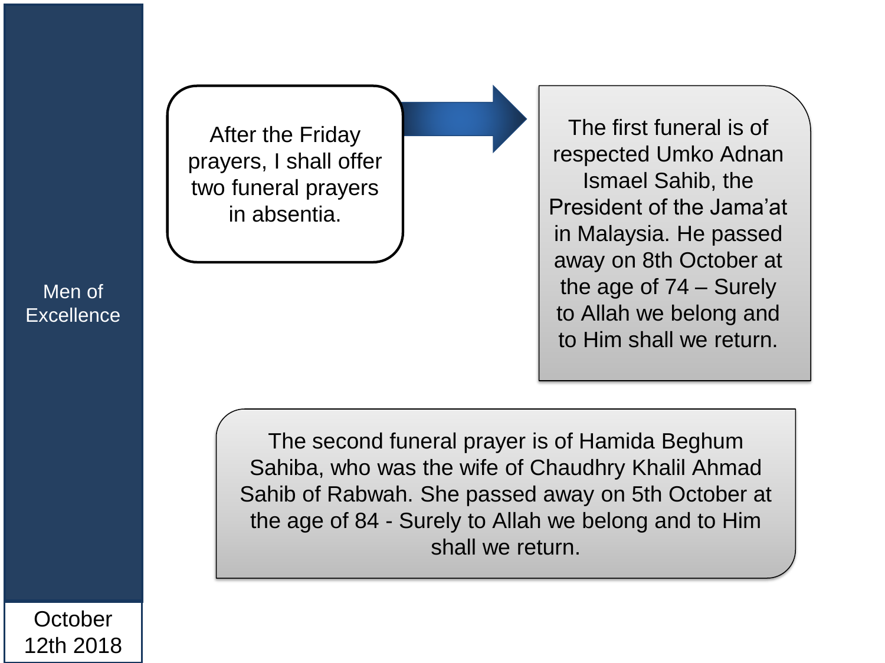Men of Excellence

October 12th 2018

After the Friday prayers, I shall offer two funeral prayers in absentia.

The first funeral is of respected Umko Adnan Ismael Sahib, the President of the Jama'at in Malaysia. He passed away on 8th October at the age of 74 – Surely to Allah we belong and to Him shall we return.

The second funeral prayer is of Hamida Beghum Sahiba, who was the wife of Chaudhry Khalil Ahmad Sahib of Rabwah. She passed away on 5th October at the age of 84 - Surely to Allah we belong and to Him shall we return.